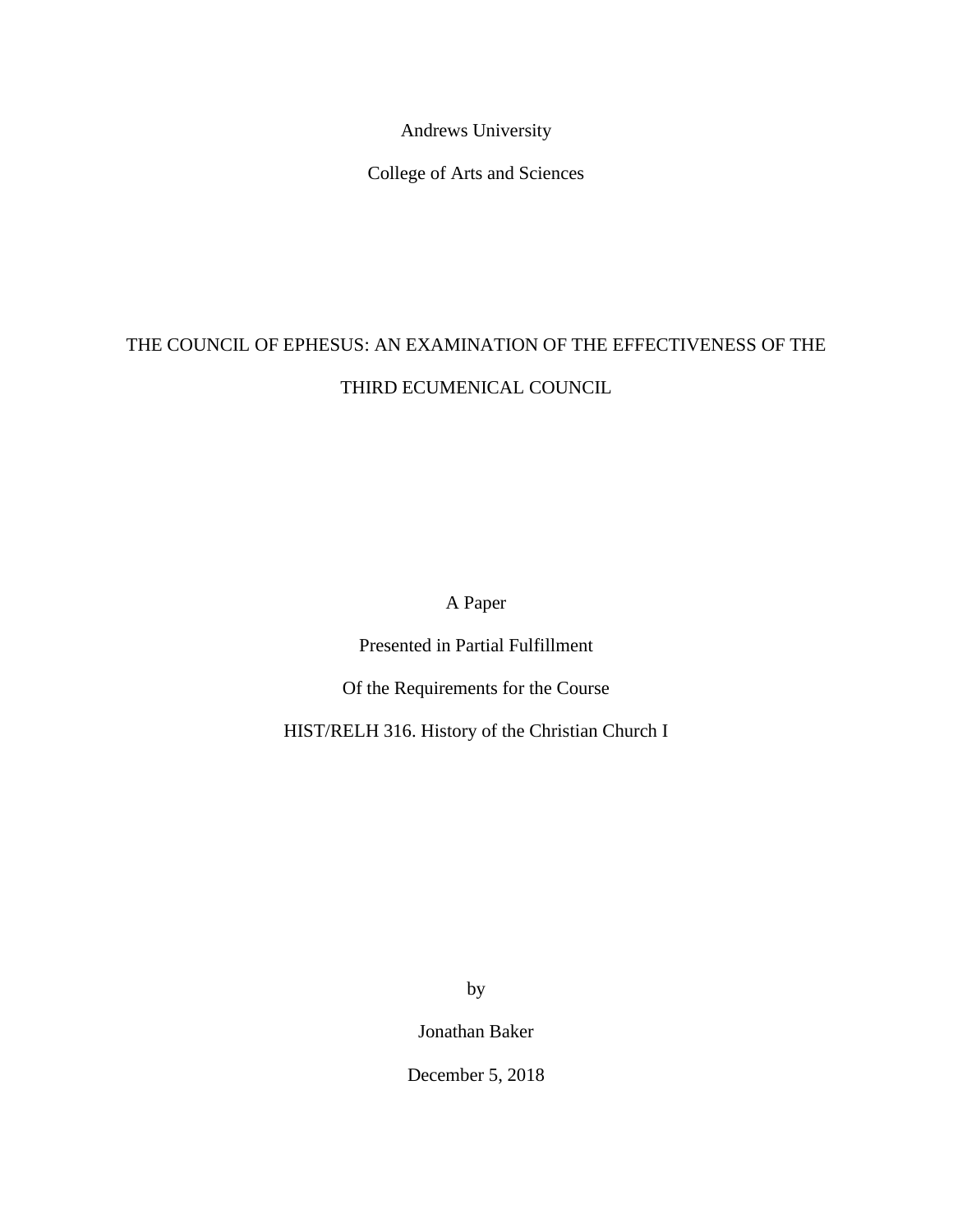Andrews University

College of Arts and Sciences

# THE COUNCIL OF EPHESUS: AN EXAMINATION OF THE EFFECTIVENESS OF THE THIRD ECUMENICAL COUNCIL

A Paper

Presented in Partial Fulfillment

Of the Requirements for the Course

HIST/RELH 316. History of the Christian Church I

by

Jonathan Baker

December 5, 2018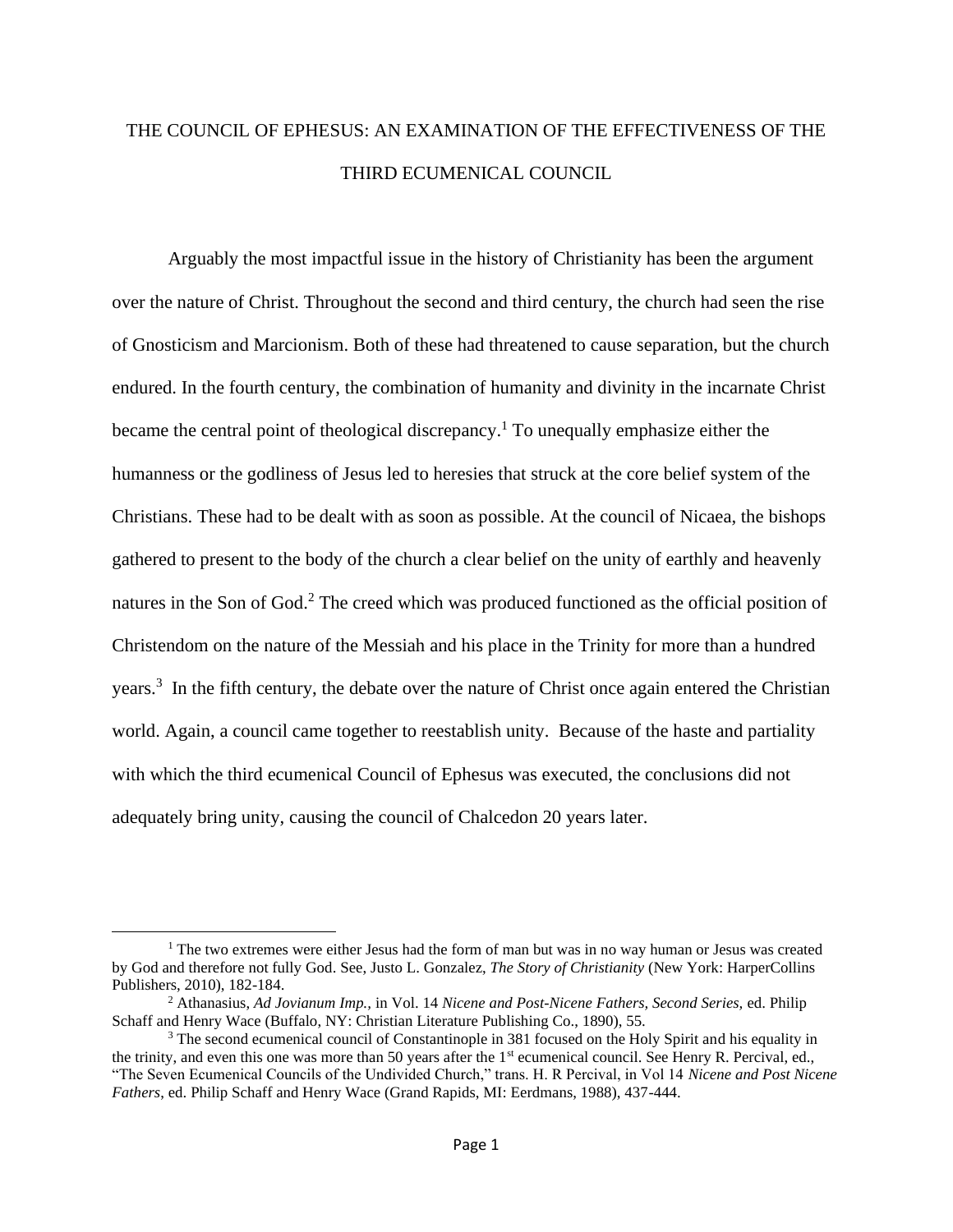# THE COUNCIL OF EPHESUS: AN EXAMINATION OF THE EFFECTIVENESS OF THE THIRD ECUMENICAL COUNCIL

Arguably the most impactful issue in the history of Christianity has been the argument over the nature of Christ. Throughout the second and third century, the church had seen the rise of Gnosticism and Marcionism. Both of these had threatened to cause separation, but the church endured. In the fourth century, the combination of humanity and divinity in the incarnate Christ became the central point of theological discrepancy.[1] To unequally emphasize either the humanness or the godliness of Jesus led to heresies that struck at the core belief system of the Christians. These had to be dealt with as soon as possible. At the council of Nicaea, the bishops gathered to present to the body of the church a clear belief on the unity of earthly and heavenly natures in the Son of God.[2] The creed which was produced functioned as the official position of Christendom on the nature of the Messiah and his place in the Trinity for more than a hundred years.[3] In the fifth century, the debate over the nature of Christ once again entered the Christian world. Again, a council came together to reestablish unity. Because of the haste and partiality with which the third ecumenical Council of Ephesus was executed, the conclusions did not adequately bring unity, causing the council of Chalcedon 20 years later.

---

[1] The two extremes were either Jesus had the form of man but was in no way human or Jesus was created by God and therefore not fully God. See, Justo L. Gonzalez, *The Story of Christianity* (New York: HarperCollins Publishers, 2010), 182-184.

[2] Athanasius, *Ad Jovianum Imp.,* in Vol. 14 *Nicene and Post-Nicene Fathers, Second Series,* ed. Philip Schaff and Henry Wace (Buffalo, NY: Christian Literature Publishing Co., 1890), 55.

[3] The second ecumenical council of Constantinople in 381 focused on the Holy Spirit and his equality in the trinity, and even this one was more than 50 years after the 1st ecumenical council. See Henry R. Percival, ed., "The Seven Ecumenical Councils of the Undivided Church," trans. H. R Percival, in Vol 14 *Nicene and Post Nicene Fathers,* ed. Philip Schaff and Henry Wace (Grand Rapids, MI: Eerdmans, 1988), 437-444.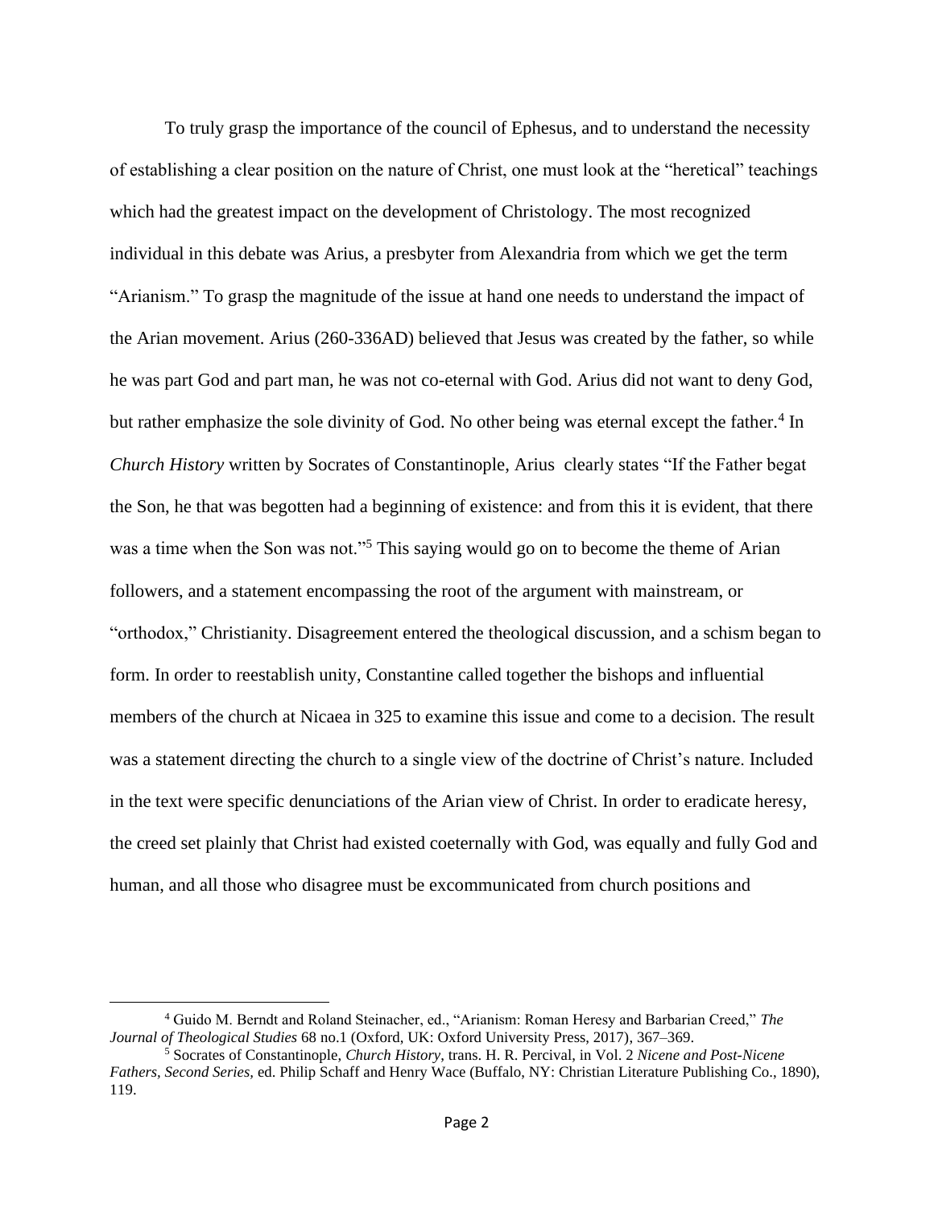To truly grasp the importance of the council of Ephesus, and to understand the necessity of establishing a clear position on the nature of Christ, one must look at the "heretical" teachings which had the greatest impact on the development of Christology. The most recognized individual in this debate was Arius, a presbyter from Alexandria from which we get the term "Arianism." To grasp the magnitude of the issue at hand one needs to understand the impact of the Arian movement. Arius (260-336AD) believed that Jesus was created by the father, so while he was part God and part man, he was not co-eternal with God. Arius did not want to deny God, but rather emphasize the sole divinity of God. No other being was eternal except the father.[4] In *Church History* written by Socrates of Constantinople, Arius clearly states "If the Father begat the Son, he that was begotten had a beginning of existence: and from this it is evident, that there was a time when the Son was not."[5] This saying would go on to become the theme of Arian followers, and a statement encompassing the root of the argument with mainstream, or "orthodox," Christianity. Disagreement entered the theological discussion, and a schism began to form. In order to reestablish unity, Constantine called together the bishops and influential members of the church at Nicaea in 325 to examine this issue and come to a decision. The result was a statement directing the church to a single view of the doctrine of Christ's nature. Included in the text were specific denunciations of the Arian view of Christ. In order to eradicate heresy, the creed set plainly that Christ had existed coeternally with God, was equally and fully God and human, and all those who disagree must be excommunicated from church positions and

---

[4] Guido M. Berndt and Roland Steinacher, ed., "Arianism: Roman Heresy and Barbarian Creed," *The Journal of Theological Studies* 68 no.1 (Oxford, UK: Oxford University Press, 2017), 367–369.

[5] Socrates of Constantinople, *Church History*, trans. H. R. Percival, in Vol. 2 *Nicene and Post-Nicene Fathers, Second Series,* ed. Philip Schaff and Henry Wace (Buffalo, NY: Christian Literature Publishing Co., 1890), 119.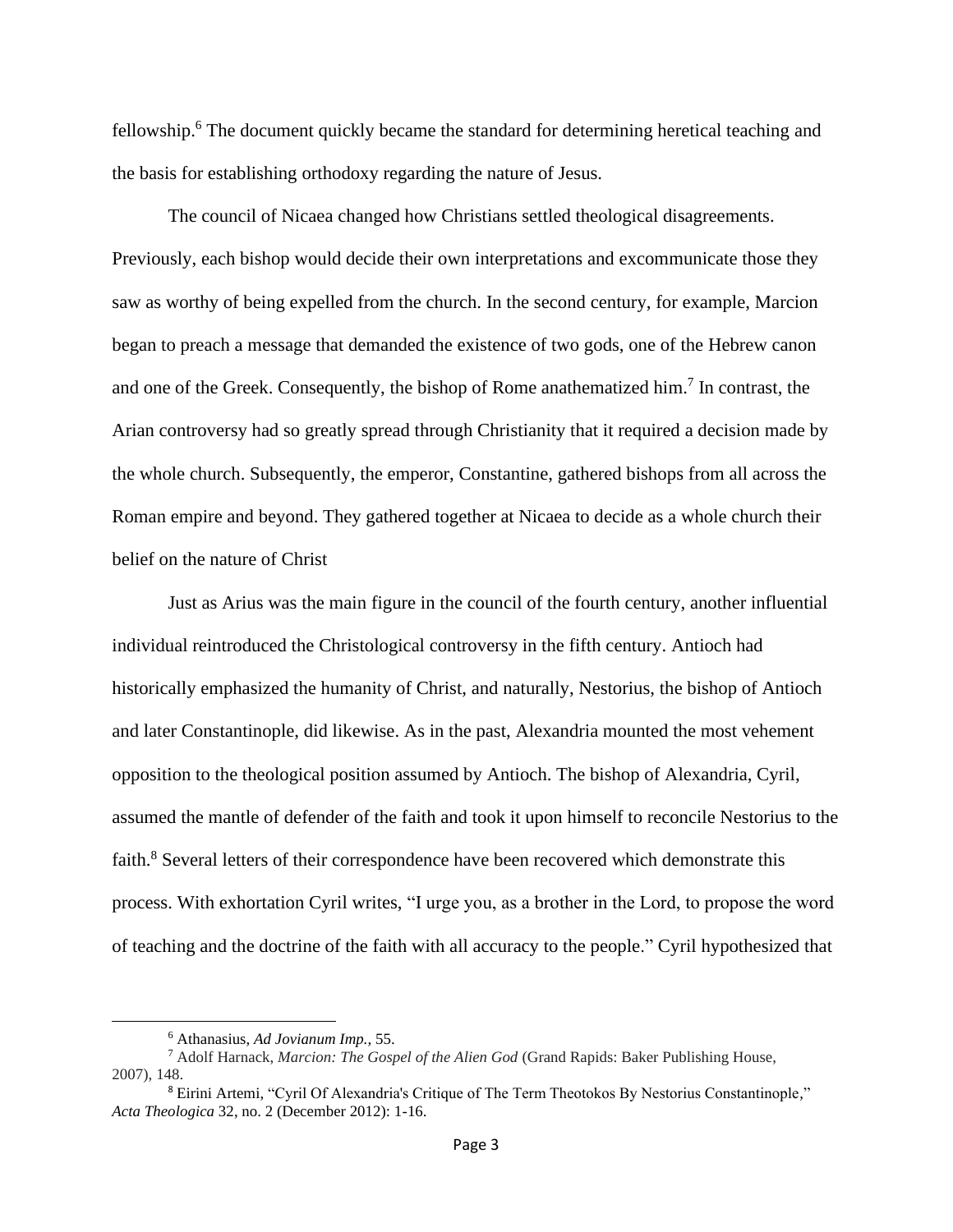fellowship.[6] The document quickly became the standard for determining heretical teaching and the basis for establishing orthodoxy regarding the nature of Jesus.

The council of Nicaea changed how Christians settled theological disagreements. Previously, each bishop would decide their own interpretations and excommunicate those they saw as worthy of being expelled from the church. In the second century, for example, Marcion began to preach a message that demanded the existence of two gods, one of the Hebrew canon and one of the Greek. Consequently, the bishop of Rome anathematized him.[7] In contrast, the Arian controversy had so greatly spread through Christianity that it required a decision made by the whole church. Subsequently, the emperor, Constantine, gathered bishops from all across the Roman empire and beyond. They gathered together at Nicaea to decide as a whole church their belief on the nature of Christ

Just as Arius was the main figure in the council of the fourth century, another influential individual reintroduced the Christological controversy in the fifth century. Antioch had historically emphasized the humanity of Christ, and naturally, Nestorius, the bishop of Antioch and later Constantinople, did likewise. As in the past, Alexandria mounted the most vehement opposition to the theological position assumed by Antioch. The bishop of Alexandria, Cyril, assumed the mantle of defender of the faith and took it upon himself to reconcile Nestorius to the faith.[8] Several letters of their correspondence have been recovered which demonstrate this process. With exhortation Cyril writes, "I urge you, as a brother in the Lord, to propose the word of teaching and the doctrine of the faith with all accuracy to the people." Cyril hypothesized that

---

[6] Athanasius, *Ad Jovianum Imp.*, 55.

[7] Adolf Harnack, *Marcion: The Gospel of the Alien God* (Grand Rapids: Baker Publishing House, 2007), 148.

[8] Eirini Artemi, "Cyril Of Alexandria's Critique of The Term Theotokos By Nestorius Constantinople," *Acta Theologica* 32, no. 2 (December 2012): 1-16.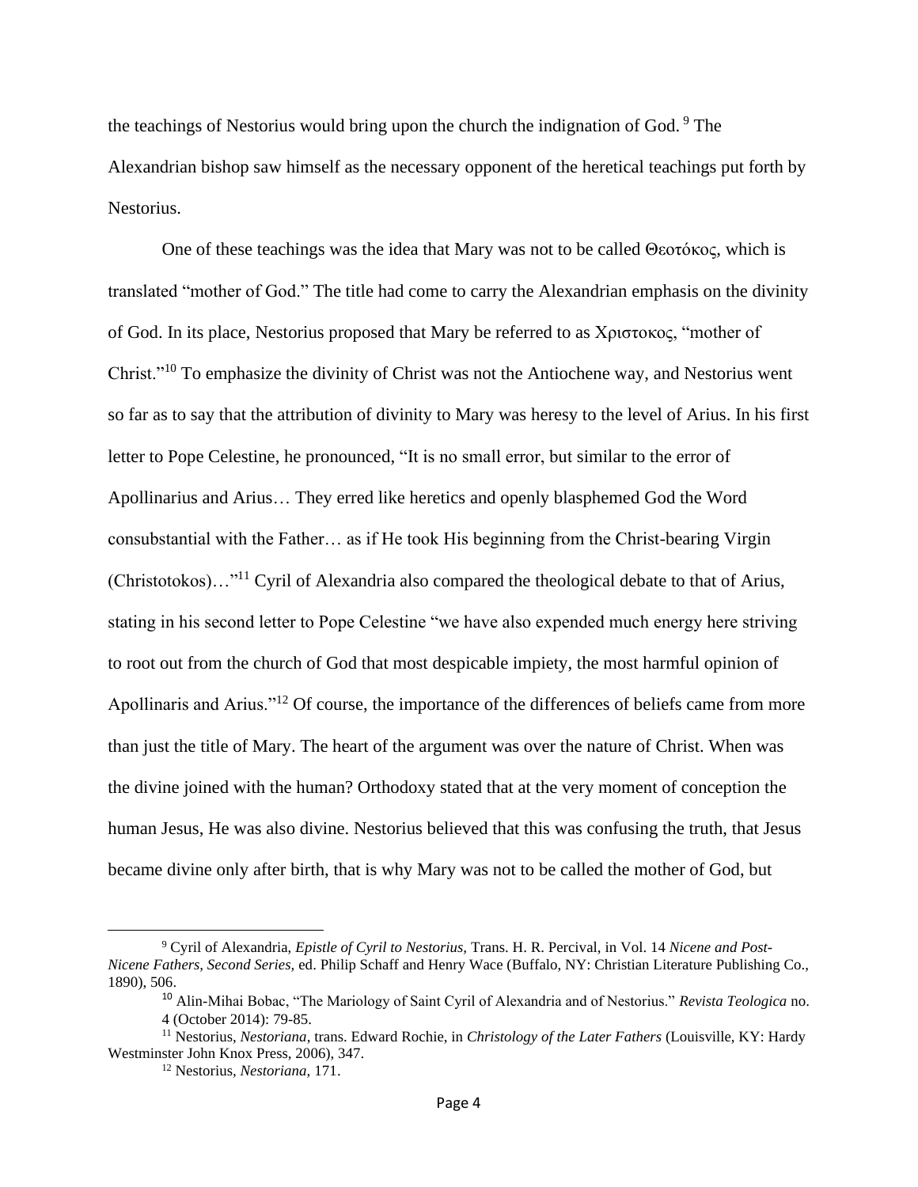the teachings of Nestorius would bring upon the church the indignation of God. [9] The Alexandrian bishop saw himself as the necessary opponent of the heretical teachings put forth by Nestorius.

One of these teachings was the idea that Mary was not to be called Θεοτόκος, which is translated "mother of God." The title had come to carry the Alexandrian emphasis on the divinity of God. In its place, Nestorius proposed that Mary be referred to as Χριστοκος, "mother of Christ."[10] To emphasize the divinity of Christ was not the Antiochene way, and Nestorius went so far as to say that the attribution of divinity to Mary was heresy to the level of Arius. In his first letter to Pope Celestine, he pronounced, "It is no small error, but similar to the error of Apollinarius and Arius… They erred like heretics and openly blasphemed God the Word consubstantial with the Father… as if He took His beginning from the Christ-bearing Virgin (Christotokos)…"[11] Cyril of Alexandria also compared the theological debate to that of Arius, stating in his second letter to Pope Celestine "we have also expended much energy here striving to root out from the church of God that most despicable impiety, the most harmful opinion of Apollinaris and Arius."[12] Of course, the importance of the differences of beliefs came from more than just the title of Mary. The heart of the argument was over the nature of Christ. When was the divine joined with the human? Orthodoxy stated that at the very moment of conception the human Jesus, He was also divine. Nestorius believed that this was confusing the truth, that Jesus became divine only after birth, that is why Mary was not to be called the mother of God, but

---

[9] Cyril of Alexandria, *Epistle of Cyril to Nestorius,* Trans. H. R. Percival, in Vol. 14 *Nicene and Post-Nicene Fathers, Second Series,* ed. Philip Schaff and Henry Wace (Buffalo, NY: Christian Literature Publishing Co., 1890), 506.

[10] Alin-Mihai Bobac, "The Mariology of Saint Cyril of Alexandria and of Nestorius." *Revista Teologica* no. 4 (October 2014): 79-85.

[11] Nestorius, *Nestoriana*, trans. Edward Rochie, in *Christology of the Later Fathers* (Louisville, KY: Hardy Westminster John Knox Press, 2006), 347.

[12] Nestorius, *Nestoriana,* 171.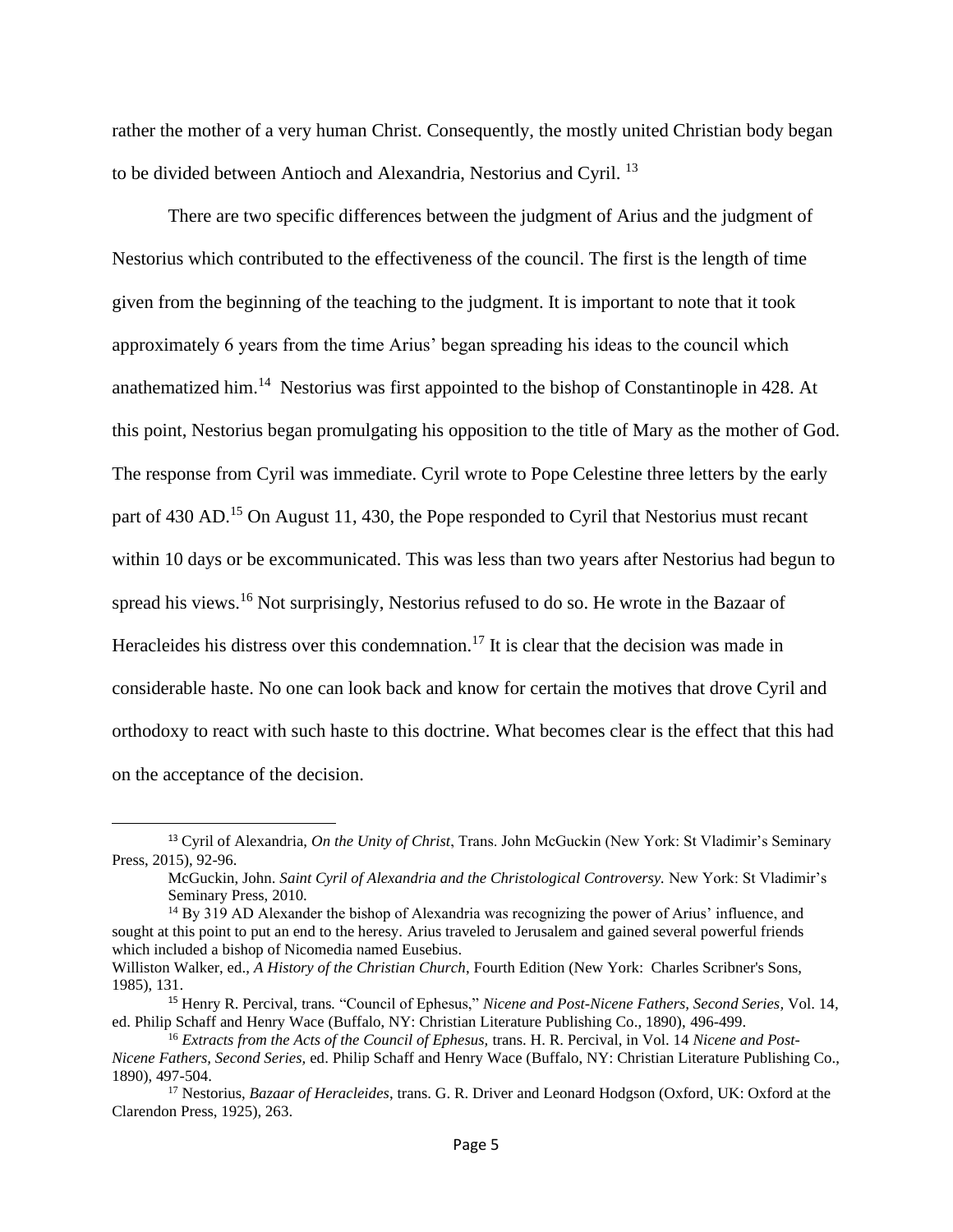rather the mother of a very human Christ. Consequently, the mostly united Christian body began to be divided between Antioch and Alexandria, Nestorius and Cyril. [13]

There are two specific differences between the judgment of Arius and the judgment of Nestorius which contributed to the effectiveness of the council. The first is the length of time given from the beginning of the teaching to the judgment. It is important to note that it took approximately 6 years from the time Arius' began spreading his ideas to the council which anathematized him.[14] Nestorius was first appointed to the bishop of Constantinople in 428. At this point, Nestorius began promulgating his opposition to the title of Mary as the mother of God. The response from Cyril was immediate. Cyril wrote to Pope Celestine three letters by the early part of 430 AD.[15] On August 11, 430, the Pope responded to Cyril that Nestorius must recant within 10 days or be excommunicated. This was less than two years after Nestorius had begun to spread his views.[16] Not surprisingly, Nestorius refused to do so. He wrote in the Bazaar of Heracleides his distress over this condemnation.[17] It is clear that the decision was made in considerable haste. No one can look back and know for certain the motives that drove Cyril and orthodoxy to react with such haste to this doctrine. What becomes clear is the effect that this had on the acceptance of the decision.

---

[13] Cyril of Alexandria, *On the Unity of Christ*, Trans. John McGuckin (New York: St Vladimir's Seminary Press, 2015), 92-96.

McGuckin, John. *Saint Cyril of Alexandria and the Christological Controversy.* New York: St Vladimir's Seminary Press, 2010.

[14] By 319 AD Alexander the bishop of Alexandria was recognizing the power of Arius' influence, and sought at this point to put an end to the heresy. Arius traveled to Jerusalem and gained several powerful friends which included a bishop of Nicomedia named Eusebius.

Williston Walker, ed., *A History of the Christian Church*, Fourth Edition (New York: Charles Scribner's Sons, 1985), 131.

[15] Henry R. Percival, trans. "Council of Ephesus," *Nicene and Post-Nicene Fathers, Second Series,* Vol. 14, ed. Philip Schaff and Henry Wace (Buffalo, NY: Christian Literature Publishing Co., 1890), 496-499.

[16] *Extracts from the Acts of the Council of Ephesus,* trans. H. R. Percival, in Vol. 14 *Nicene and Post-Nicene Fathers, Second Series,* ed. Philip Schaff and Henry Wace (Buffalo, NY: Christian Literature Publishing Co., 1890), 497-504.

[17] Nestorius, *Bazaar of Heracleides*, trans. G. R. Driver and Leonard Hodgson (Oxford, UK: Oxford at the Clarendon Press, 1925), 263.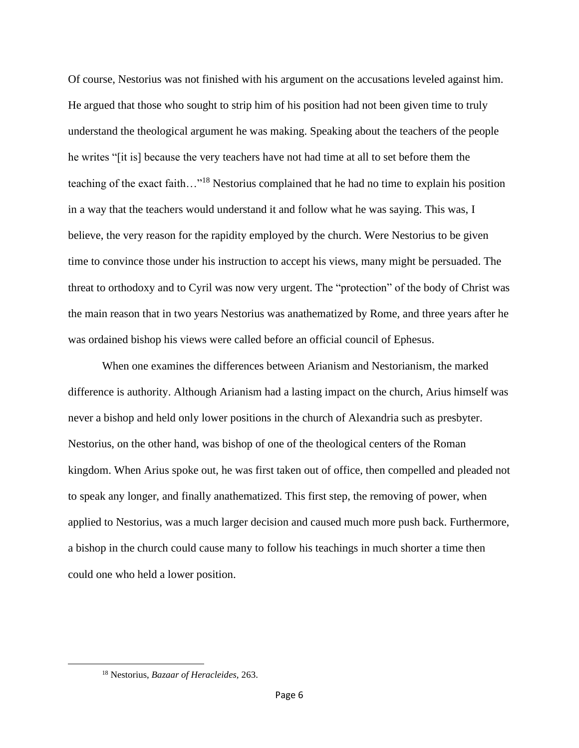Of course, Nestorius was not finished with his argument on the accusations leveled against him. He argued that those who sought to strip him of his position had not been given time to truly understand the theological argument he was making. Speaking about the teachers of the people he writes "[it is] because the very teachers have not had time at all to set before them the teaching of the exact faith…"[18] Nestorius complained that he had no time to explain his position in a way that the teachers would understand it and follow what he was saying. This was, I believe, the very reason for the rapidity employed by the church. Were Nestorius to be given time to convince those under his instruction to accept his views, many might be persuaded. The threat to orthodoxy and to Cyril was now very urgent. The "protection" of the body of Christ was the main reason that in two years Nestorius was anathematized by Rome, and three years after he was ordained bishop his views were called before an official council of Ephesus.

When one examines the differences between Arianism and Nestorianism, the marked difference is authority. Although Arianism had a lasting impact on the church, Arius himself was never a bishop and held only lower positions in the church of Alexandria such as presbyter. Nestorius, on the other hand, was bishop of one of the theological centers of the Roman kingdom. When Arius spoke out, he was first taken out of office, then compelled and pleaded not to speak any longer, and finally anathematized. This first step, the removing of power, when applied to Nestorius, was a much larger decision and caused much more push back. Furthermore, a bishop in the church could cause many to follow his teachings in much shorter a time then could one who held a lower position.

[18] Nestorius, *Bazaar of Heracleides,* 263.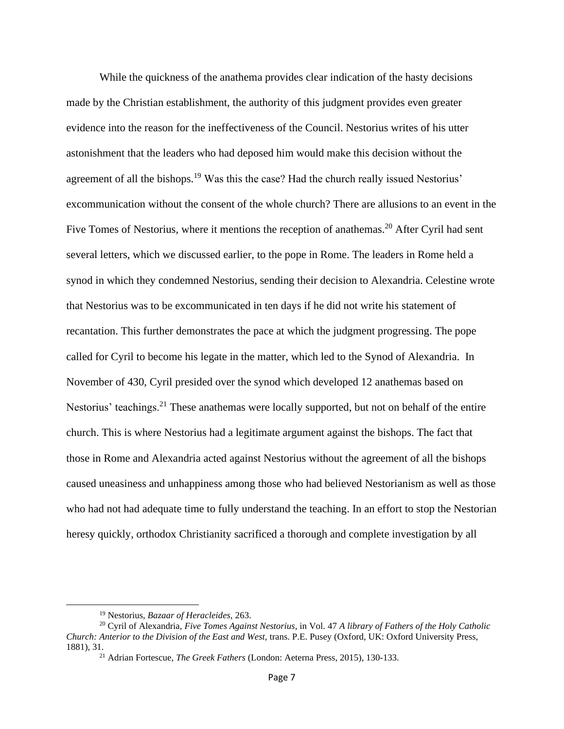While the quickness of the anathema provides clear indication of the hasty decisions made by the Christian establishment, the authority of this judgment provides even greater evidence into the reason for the ineffectiveness of the Council. Nestorius writes of his utter astonishment that the leaders who had deposed him would make this decision without the agreement of all the bishops.[19] Was this the case? Had the church really issued Nestorius' excommunication without the consent of the whole church? There are allusions to an event in the Five Tomes of Nestorius, where it mentions the reception of anathemas.[20] After Cyril had sent several letters, which we discussed earlier, to the pope in Rome. The leaders in Rome held a synod in which they condemned Nestorius, sending their decision to Alexandria. Celestine wrote that Nestorius was to be excommunicated in ten days if he did not write his statement of recantation. This further demonstrates the pace at which the judgment progressing. The pope called for Cyril to become his legate in the matter, which led to the Synod of Alexandria. In November of 430, Cyril presided over the synod which developed 12 anathemas based on Nestorius' teachings.[21] These anathemas were locally supported, but not on behalf of the entire church. This is where Nestorius had a legitimate argument against the bishops. The fact that those in Rome and Alexandria acted against Nestorius without the agreement of all the bishops caused uneasiness and unhappiness among those who had believed Nestorianism as well as those who had not had adequate time to fully understand the teaching. In an effort to stop the Nestorian heresy quickly, orthodox Christianity sacrificed a thorough and complete investigation by all

---

[19] Nestorius, *Bazaar of Heracleides*, 263.

[20] Cyril of Alexandria, *Five Tomes Against Nestorius*, in Vol. 47 *A library of Fathers of the Holy Catholic Church: Anterior to the Division of the East and West*, trans. P.E. Pusey (Oxford, UK: Oxford University Press, 1881), 31.

[21] Adrian Fortescue, *The Greek Fathers* (London: Aeterna Press, 2015), 130-133.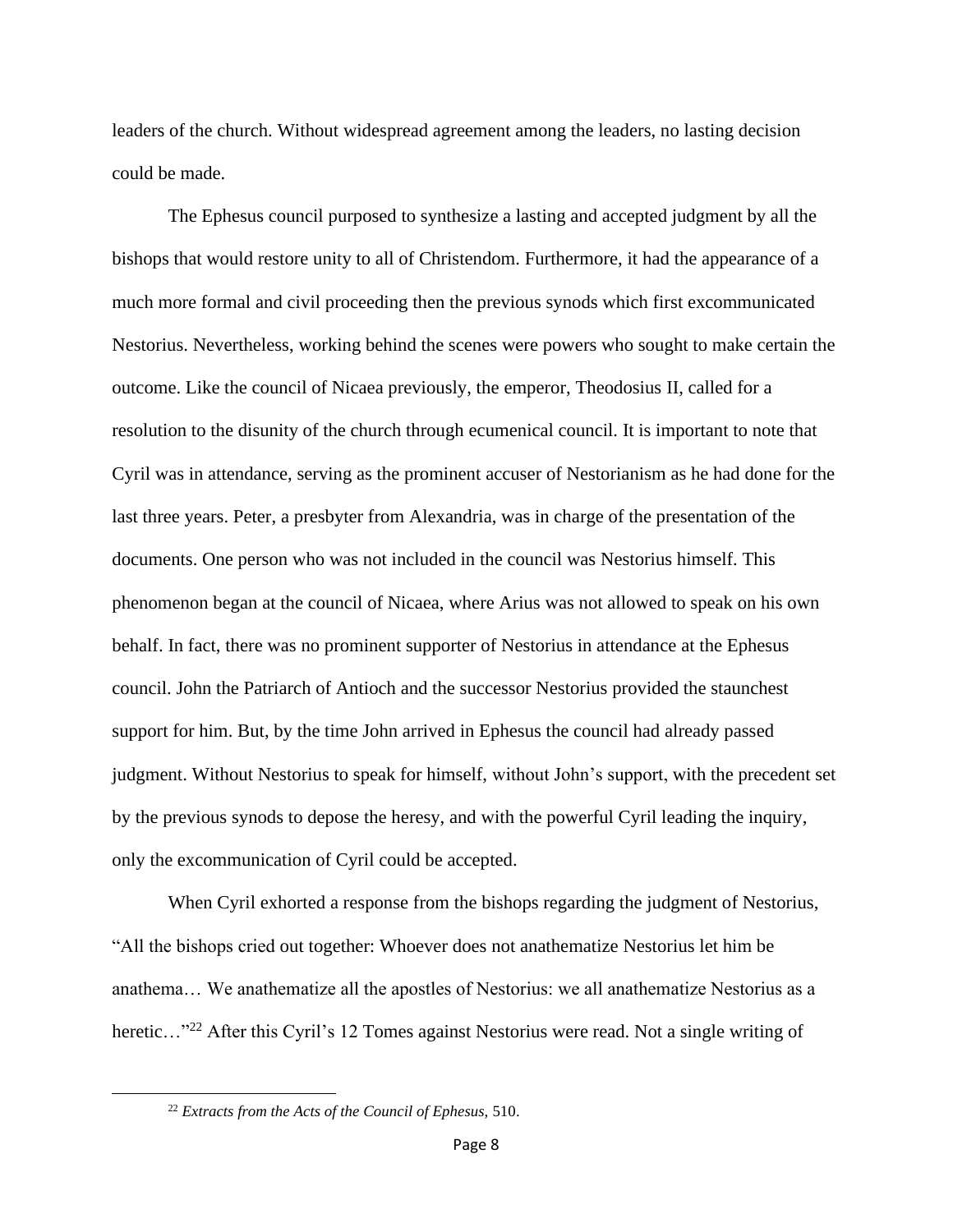leaders of the church. Without widespread agreement among the leaders, no lasting decision could be made.

The Ephesus council purposed to synthesize a lasting and accepted judgment by all the bishops that would restore unity to all of Christendom. Furthermore, it had the appearance of a much more formal and civil proceeding then the previous synods which first excommunicated Nestorius. Nevertheless, working behind the scenes were powers who sought to make certain the outcome. Like the council of Nicaea previously, the emperor, Theodosius II, called for a resolution to the disunity of the church through ecumenical council. It is important to note that Cyril was in attendance, serving as the prominent accuser of Nestorianism as he had done for the last three years. Peter, a presbyter from Alexandria, was in charge of the presentation of the documents. One person who was not included in the council was Nestorius himself. This phenomenon began at the council of Nicaea, where Arius was not allowed to speak on his own behalf. In fact, there was no prominent supporter of Nestorius in attendance at the Ephesus council. John the Patriarch of Antioch and the successor Nestorius provided the staunchest support for him. But, by the time John arrived in Ephesus the council had already passed judgment. Without Nestorius to speak for himself, without John's support, with the precedent set by the previous synods to depose the heresy, and with the powerful Cyril leading the inquiry, only the excommunication of Cyril could be accepted.

When Cyril exhorted a response from the bishops regarding the judgment of Nestorius, "All the bishops cried out together: Whoever does not anathematize Nestorius let him be anathema… We anathematize all the apostles of Nestorius: we all anathematize Nestorius as a heretic…"[22] After this Cyril's 12 Tomes against Nestorius were read. Not a single writing of

[22] *Extracts from the Acts of the Council of Ephesus,* 510.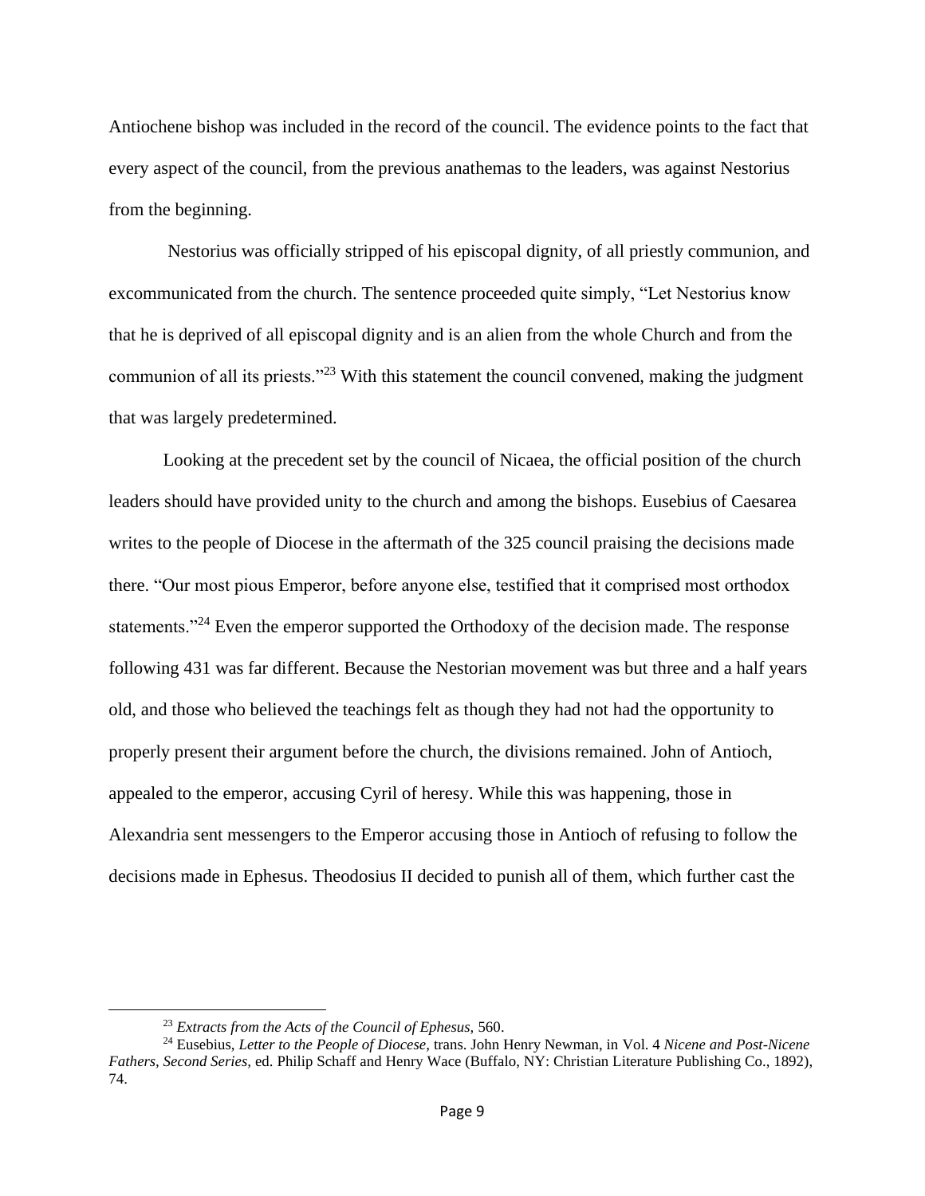Antiochene bishop was included in the record of the council. The evidence points to the fact that every aspect of the council, from the previous anathemas to the leaders, was against Nestorius from the beginning.

Nestorius was officially stripped of his episcopal dignity, of all priestly communion, and excommunicated from the church. The sentence proceeded quite simply, "Let Nestorius know that he is deprived of all episcopal dignity and is an alien from the whole Church and from the communion of all its priests."[23] With this statement the council convened, making the judgment that was largely predetermined.

Looking at the precedent set by the council of Nicaea, the official position of the church leaders should have provided unity to the church and among the bishops. Eusebius of Caesarea writes to the people of Diocese in the aftermath of the 325 council praising the decisions made there. "Our most pious Emperor, before anyone else, testified that it comprised most orthodox statements."[24] Even the emperor supported the Orthodoxy of the decision made. The response following 431 was far different. Because the Nestorian movement was but three and a half years old, and those who believed the teachings felt as though they had not had the opportunity to properly present their argument before the church, the divisions remained. John of Antioch, appealed to the emperor, accusing Cyril of heresy. While this was happening, those in Alexandria sent messengers to the Emperor accusing those in Antioch of refusing to follow the decisions made in Ephesus. Theodosius II decided to punish all of them, which further cast the

[23] *Extracts from the Acts of the Council of Ephesus,* 560.

[24] Eusebius, *Letter to the People of Diocese,* trans. John Henry Newman, in Vol. 4 *Nicene and Post-Nicene Fathers, Second Series,* ed. Philip Schaff and Henry Wace (Buffalo, NY: Christian Literature Publishing Co., 1892), 74.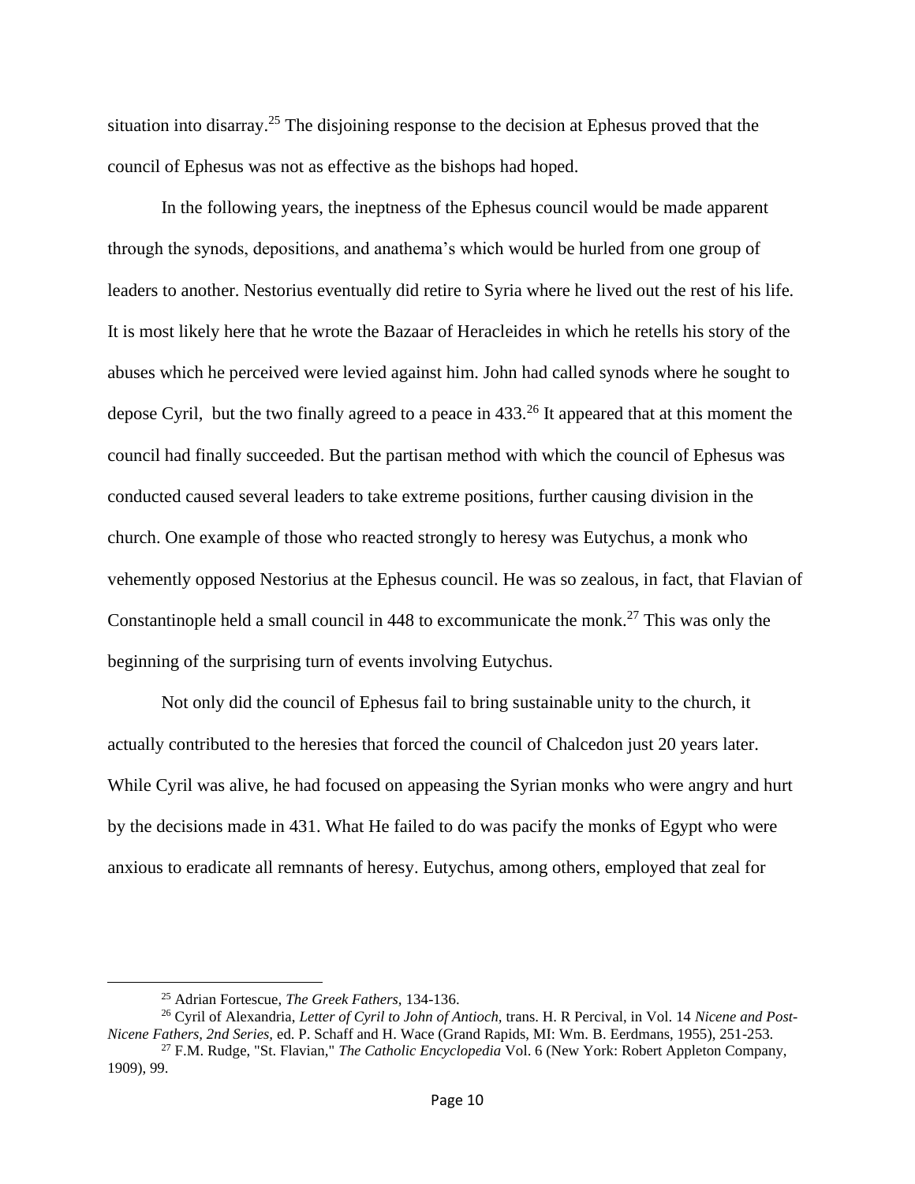situation into disarray.[25] The disjoining response to the decision at Ephesus proved that the council of Ephesus was not as effective as the bishops had hoped.

In the following years, the ineptness of the Ephesus council would be made apparent through the synods, depositions, and anathema's which would be hurled from one group of leaders to another. Nestorius eventually did retire to Syria where he lived out the rest of his life. It is most likely here that he wrote the Bazaar of Heracleides in which he retells his story of the abuses which he perceived were levied against him. John had called synods where he sought to depose Cyril, but the two finally agreed to a peace in 433.[26] It appeared that at this moment the council had finally succeeded. But the partisan method with which the council of Ephesus was conducted caused several leaders to take extreme positions, further causing division in the church. One example of those who reacted strongly to heresy was Eutychus, a monk who vehemently opposed Nestorius at the Ephesus council. He was so zealous, in fact, that Flavian of Constantinople held a small council in 448 to excommunicate the monk.[27] This was only the beginning of the surprising turn of events involving Eutychus.

Not only did the council of Ephesus fail to bring sustainable unity to the church, it actually contributed to the heresies that forced the council of Chalcedon just 20 years later. While Cyril was alive, he had focused on appeasing the Syrian monks who were angry and hurt by the decisions made in 431. What He failed to do was pacify the monks of Egypt who were anxious to eradicate all remnants of heresy. Eutychus, among others, employed that zeal for

---

[25] Adrian Fortescue, *The Greek Fathers*, 134-136.

[26] Cyril of Alexandria, *Letter of Cyril to John of Antioch*, trans. H. R Percival, in Vol. 14 *Nicene and Post-Nicene Fathers, 2nd Series*, ed. P. Schaff and H. Wace (Grand Rapids, MI: Wm. B. Eerdmans, 1955), 251-253.

[27] F.M. Rudge, "St. Flavian," *The Catholic Encyclopedia* Vol. 6 (New York: Robert Appleton Company, 1909), 99.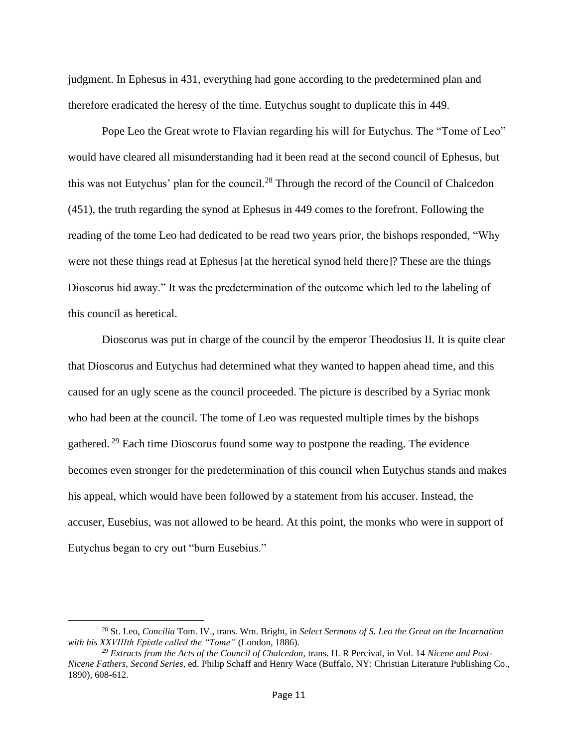judgment. In Ephesus in 431, everything had gone according to the predetermined plan and therefore eradicated the heresy of the time. Eutychus sought to duplicate this in 449.

Pope Leo the Great wrote to Flavian regarding his will for Eutychus. The "Tome of Leo" would have cleared all misunderstanding had it been read at the second council of Ephesus, but this was not Eutychus' plan for the council.[28] Through the record of the Council of Chalcedon (451), the truth regarding the synod at Ephesus in 449 comes to the forefront. Following the reading of the tome Leo had dedicated to be read two years prior, the bishops responded, "Why were not these things read at Ephesus [at the heretical synod held there]? These are the things Dioscorus hid away." It was the predetermination of the outcome which led to the labeling of this council as heretical.

Dioscorus was put in charge of the council by the emperor Theodosius II. It is quite clear that Dioscorus and Eutychus had determined what they wanted to happen ahead time, and this caused for an ugly scene as the council proceeded. The picture is described by a Syriac monk who had been at the council. The tome of Leo was requested multiple times by the bishops gathered.[29] Each time Dioscorus found some way to postpone the reading. The evidence becomes even stronger for the predetermination of this council when Eutychus stands and makes his appeal, which would have been followed by a statement from his accuser. Instead, the accuser, Eusebius, was not allowed to be heard. At this point, the monks who were in support of Eutychus began to cry out "burn Eusebius."

---

[28] St. Leo, *Concilia* Tom. IV., trans. Wm. Bright, in *Select Sermons of S. Leo the Great on the Incarnation with his XXVIIIth Epistle called the "Tome"* (London, 1886).

[29] *Extracts from the Acts of the Council of Chalcedon,* trans. H. R Percival, in Vol. 14 *Nicene and Post-Nicene Fathers, Second Series,* ed. Philip Schaff and Henry Wace (Buffalo, NY: Christian Literature Publishing Co., 1890), 608-612.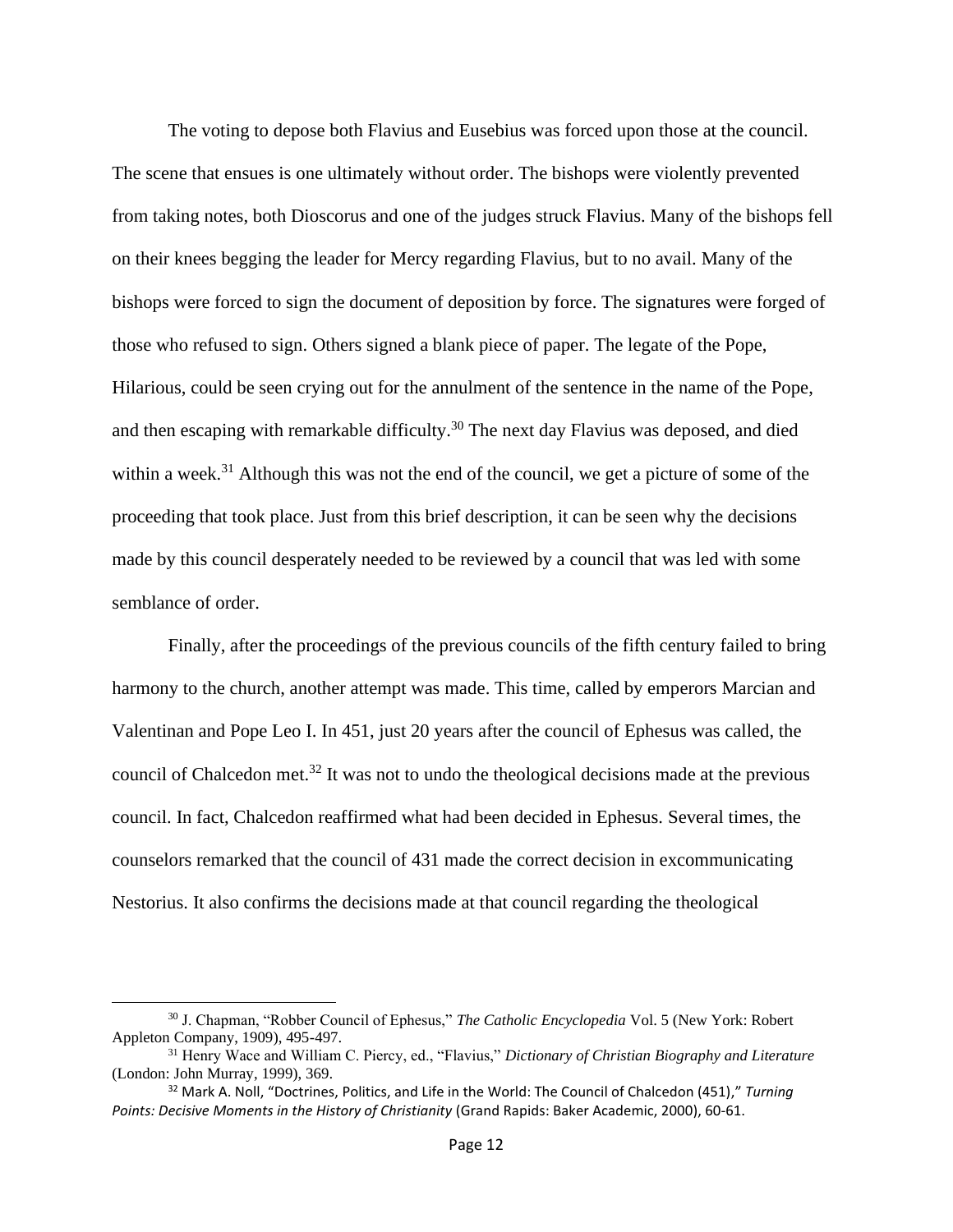The voting to depose both Flavius and Eusebius was forced upon those at the council. The scene that ensues is one ultimately without order. The bishops were violently prevented from taking notes, both Dioscorus and one of the judges struck Flavius. Many of the bishops fell on their knees begging the leader for Mercy regarding Flavius, but to no avail. Many of the bishops were forced to sign the document of deposition by force. The signatures were forged of those who refused to sign. Others signed a blank piece of paper. The legate of the Pope, Hilarious, could be seen crying out for the annulment of the sentence in the name of the Pope, and then escaping with remarkable difficulty.[30] The next day Flavius was deposed, and died within a week.[31] Although this was not the end of the council, we get a picture of some of the proceeding that took place. Just from this brief description, it can be seen why the decisions made by this council desperately needed to be reviewed by a council that was led with some semblance of order.

Finally, after the proceedings of the previous councils of the fifth century failed to bring harmony to the church, another attempt was made. This time, called by emperors Marcian and Valentinan and Pope Leo I. In 451, just 20 years after the council of Ephesus was called, the council of Chalcedon met.[32] It was not to undo the theological decisions made at the previous council. In fact, Chalcedon reaffirmed what had been decided in Ephesus. Several times, the counselors remarked that the council of 431 made the correct decision in excommunicating Nestorius. It also confirms the decisions made at that council regarding the theological

---

[30] J. Chapman, "Robber Council of Ephesus," *The Catholic Encyclopedia* Vol. 5 (New York: Robert Appleton Company, 1909), 495-497.

[31] Henry Wace and William C. Piercy, ed., "Flavius," *Dictionary of Christian Biography and Literature* (London: John Murray, 1999), 369.

[32] Mark A. Noll, "Doctrines, Politics, and Life in the World: The Council of Chalcedon (451)," *Turning Points: Decisive Moments in the History of Christianity* (Grand Rapids: Baker Academic, 2000), 60-61.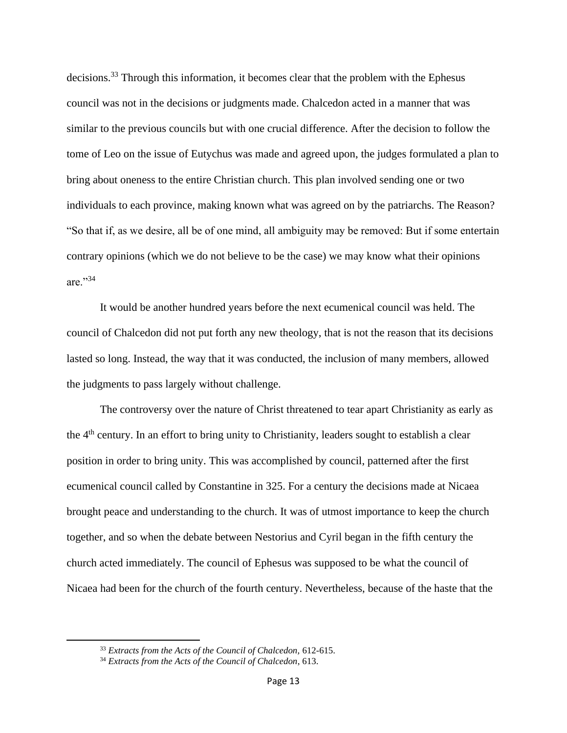decisions.[33] Through this information, it becomes clear that the problem with the Ephesus council was not in the decisions or judgments made. Chalcedon acted in a manner that was similar to the previous councils but with one crucial difference. After the decision to follow the tome of Leo on the issue of Eutychus was made and agreed upon, the judges formulated a plan to bring about oneness to the entire Christian church. This plan involved sending one or two individuals to each province, making known what was agreed on by the patriarchs. The Reason? "So that if, as we desire, all be of one mind, all ambiguity may be removed: But if some entertain contrary opinions (which we do not believe to be the case) we may know what their opinions are."[34]

It would be another hundred years before the next ecumenical council was held. The council of Chalcedon did not put forth any new theology, that is not the reason that its decisions lasted so long. Instead, the way that it was conducted, the inclusion of many members, allowed the judgments to pass largely without challenge.

The controversy over the nature of Christ threatened to tear apart Christianity as early as the 4th century. In an effort to bring unity to Christianity, leaders sought to establish a clear position in order to bring unity. This was accomplished by council, patterned after the first ecumenical council called by Constantine in 325. For a century the decisions made at Nicaea brought peace and understanding to the church. It was of utmost importance to keep the church together, and so when the debate between Nestorius and Cyril began in the fifth century the church acted immediately. The council of Ephesus was supposed to be what the council of Nicaea had been for the church of the fourth century. Nevertheless, because of the haste that the

---

[33] *Extracts from the Acts of the Council of Chalcedon*, 612-615.

[34] *Extracts from the Acts of the Council of Chalcedon*, 613.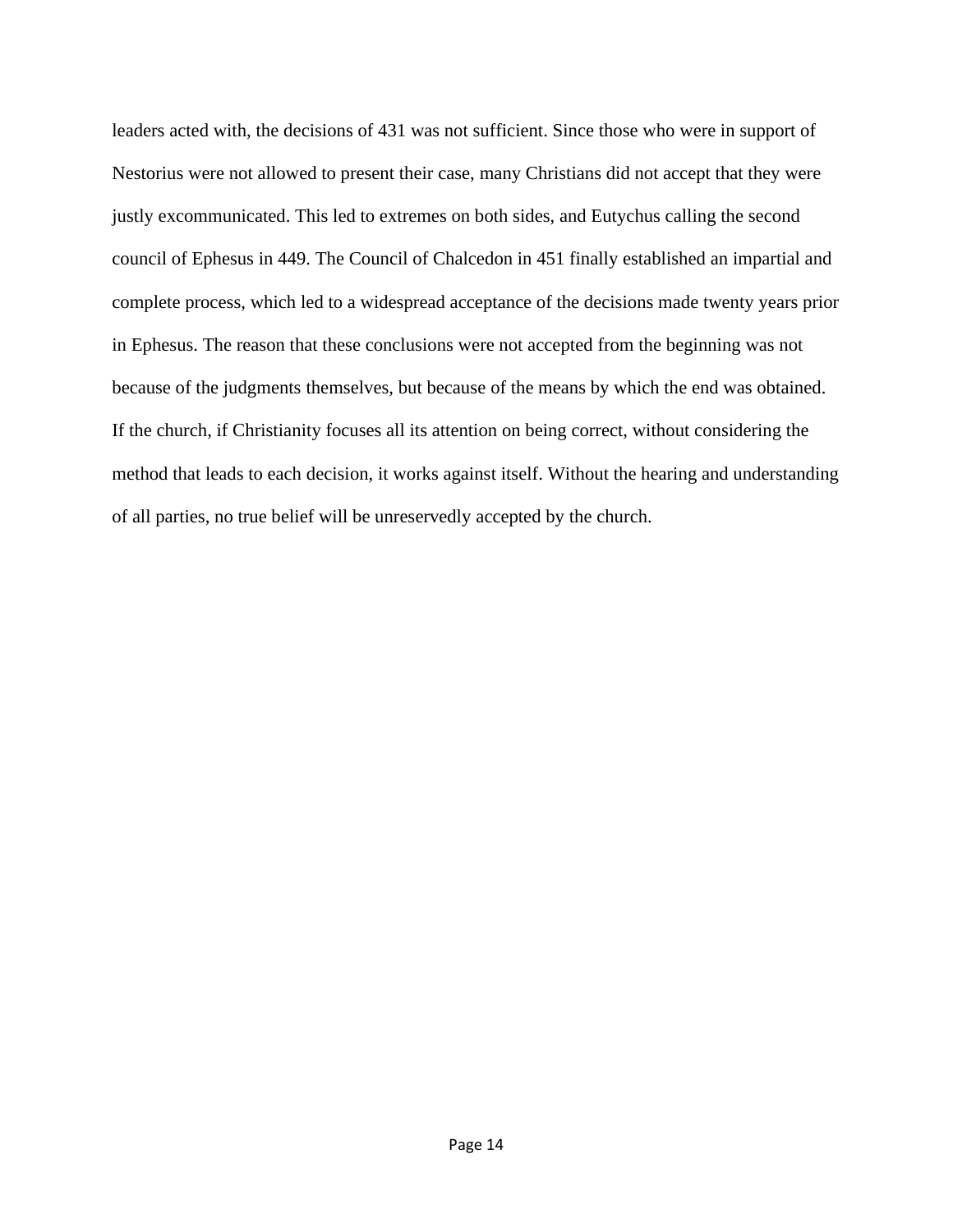leaders acted with, the decisions of 431 was not sufficient. Since those who were in support of Nestorius were not allowed to present their case, many Christians did not accept that they were justly excommunicated. This led to extremes on both sides, and Eutychus calling the second council of Ephesus in 449. The Council of Chalcedon in 451 finally established an impartial and complete process, which led to a widespread acceptance of the decisions made twenty years prior in Ephesus. The reason that these conclusions were not accepted from the beginning was not because of the judgments themselves, but because of the means by which the end was obtained. If the church, if Christianity focuses all its attention on being correct, without considering the method that leads to each decision, it works against itself. Without the hearing and understanding of all parties, no true belief will be unreservedly accepted by the church.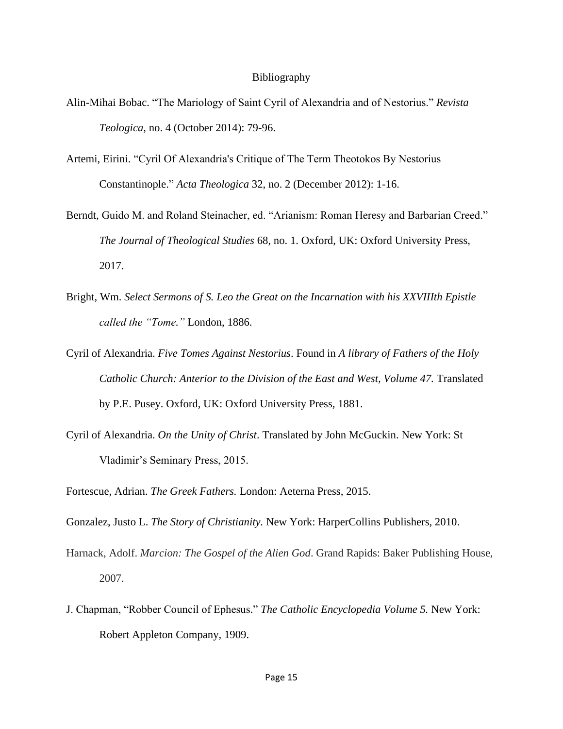# Bibliography

Alin-Mihai Bobac. "The Mariology of Saint Cyril of Alexandria and of Nestorius." *Revista Teologica,* no. 4 (October 2014): 79-96.

Artemi, Eirini. "Cyril Of Alexandria's Critique of The Term Theotokos By Nestorius Constantinople." *Acta Theologica* 32, no. 2 (December 2012): 1-16.

Berndt, Guido M. and Roland Steinacher, ed. "Arianism: Roman Heresy and Barbarian Creed." *The Journal of Theological Studies* 68, no. 1. Oxford, UK: Oxford University Press, 2017.

Bright, Wm. *Select Sermons of S. Leo the Great on the Incarnation with his XXVIIIth Epistle called the "Tome."* London, 1886.

Cyril of Alexandria. *Five Tomes Against Nestorius*. Found in *A library of Fathers of the Holy Catholic Church: Anterior to the Division of the East and West, Volume 47.* Translated by P.E. Pusey. Oxford, UK: Oxford University Press, 1881.

Cyril of Alexandria. *On the Unity of Christ*. Translated by John McGuckin. New York: St Vladimir's Seminary Press, 2015.

Fortescue, Adrian. *The Greek Fathers.* London: Aeterna Press, 2015.

Gonzalez, Justo L. *The Story of Christianity.* New York: HarperCollins Publishers, 2010.

Harnack, Adolf. *Marcion: The Gospel of the Alien God*. Grand Rapids: Baker Publishing House, 2007.

J. Chapman, "Robber Council of Ephesus." *The Catholic Encyclopedia Volume 5.* New York: Robert Appleton Company, 1909.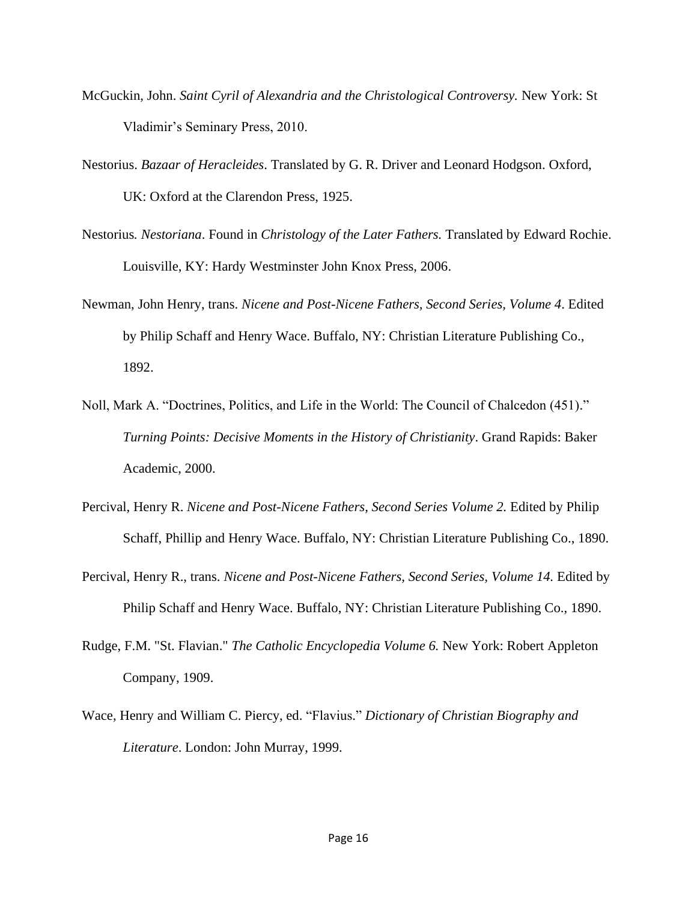McGuckin, John. *Saint Cyril of Alexandria and the Christological Controversy.* New York: St Vladimir's Seminary Press, 2010.

Nestorius. *Bazaar of Heracleides*. Translated by G. R. Driver and Leonard Hodgson. Oxford, UK: Oxford at the Clarendon Press, 1925.

Nestorius. *Nestoriana*. Found in *Christology of the Later Fathers.* Translated by Edward Rochie. Louisville, KY: Hardy Westminster John Knox Press, 2006.

Newman, John Henry, trans. *Nicene and Post-Nicene Fathers, Second Series, Volume 4*. Edited by Philip Schaff and Henry Wace. Buffalo, NY: Christian Literature Publishing Co., 1892.

Noll, Mark A. "Doctrines, Politics, and Life in the World: The Council of Chalcedon (451)." *Turning Points: Decisive Moments in the History of Christianity*. Grand Rapids: Baker Academic, 2000.

Percival, Henry R. *Nicene and Post-Nicene Fathers, Second Series Volume 2.* Edited by Philip Schaff, Phillip and Henry Wace. Buffalo, NY: Christian Literature Publishing Co., 1890.

Percival, Henry R., trans. *Nicene and Post-Nicene Fathers, Second Series, Volume 14.* Edited by Philip Schaff and Henry Wace. Buffalo, NY: Christian Literature Publishing Co., 1890.

Rudge, F.M. "St. Flavian." *The Catholic Encyclopedia Volume 6.* New York: Robert Appleton Company, 1909.

Wace, Henry and William C. Piercy, ed. "Flavius." *Dictionary of Christian Biography and Literature*. London: John Murray, 1999.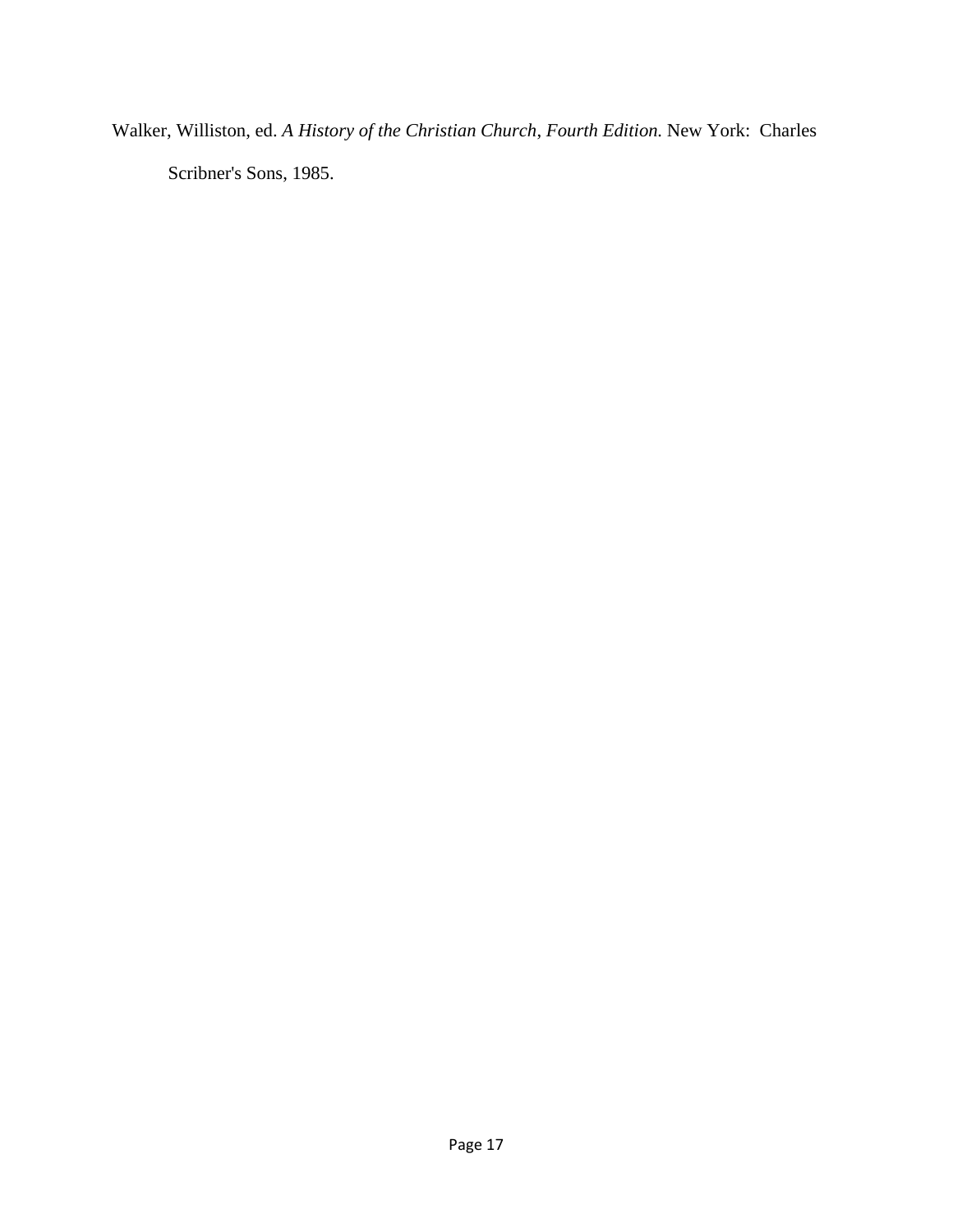Walker, Williston, ed. *A History of the Christian Church, Fourth Edition.* New York: Charles Scribner's Sons, 1985.